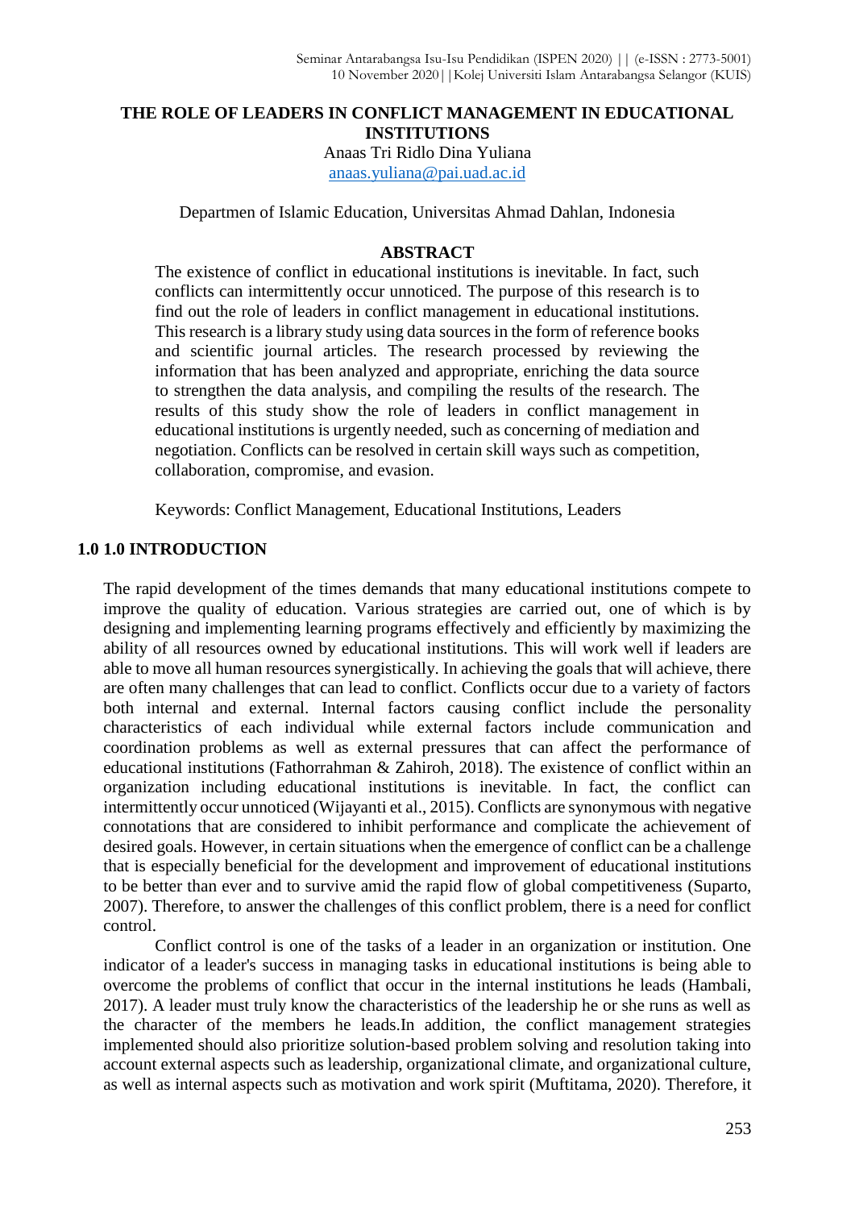# THE ROLE OF LEADERS IN CONFLICT MANAGEMENT IN EDUCATIONAL INSTITUTIONS

Anaas Tri Ridlo Dina Yuliana
anaas.yuliana@pai.uad.ac.id

Departmen of Islamic Education, Universitas Ahmad Dahlan, Indonesia

## ABSTRACT

The existence of conflict in educational institutions is inevitable. In fact, such conflicts can intermittently occur unnoticed. The purpose of this research is to find out the role of leaders in conflict management in educational institutions. This research is a library study using data sources in the form of reference books and scientific journal articles. The research processed by reviewing the information that has been analyzed and appropriate, enriching the data source to strengthen the data analysis, and compiling the results of the research. The results of this study show the role of leaders in conflict management in educational institutions is urgently needed, such as concerning of mediation and negotiation. Conflicts can be resolved in certain skill ways such as competition, collaboration, compromise, and evasion.

Keywords: Conflict Management, Educational Institutions, Leaders

## 1.0 1.0 INTRODUCTION

The rapid development of the times demands that many educational institutions compete to improve the quality of education. Various strategies are carried out, one of which is by designing and implementing learning programs effectively and efficiently by maximizing the ability of all resources owned by educational institutions. This will work well if leaders are able to move all human resources synergistically. In achieving the goals that will achieve, there are often many challenges that can lead to conflict. Conflicts occur due to a variety of factors both internal and external. Internal factors causing conflict include the personality characteristics of each individual while external factors include communication and coordination problems as well as external pressures that can affect the performance of educational institutions (Fathorrahman & Zahiroh, 2018). The existence of conflict within an organization including educational institutions is inevitable. In fact, the conflict can intermittently occur unnoticed (Wijayanti et al., 2015). Conflicts are synonymous with negative connotations that are considered to inhibit performance and complicate the achievement of desired goals. However, in certain situations when the emergence of conflict can be a challenge that is especially beneficial for the development and improvement of educational institutions to be better than ever and to survive amid the rapid flow of global competitiveness (Suparto, 2007). Therefore, to answer the challenges of this conflict problem, there is a need for conflict control.

Conflict control is one of the tasks of a leader in an organization or institution. One indicator of a leader's success in managing tasks in educational institutions is being able to overcome the problems of conflict that occur in the internal institutions he leads (Hambali, 2017). A leader must truly know the characteristics of the leadership he or she runs as well as the character of the members he leads.In addition, the conflict management strategies implemented should also prioritize solution-based problem solving and resolution taking into account external aspects such as leadership, organizational climate, and organizational culture, as well as internal aspects such as motivation and work spirit (Muftitama, 2020). Therefore, it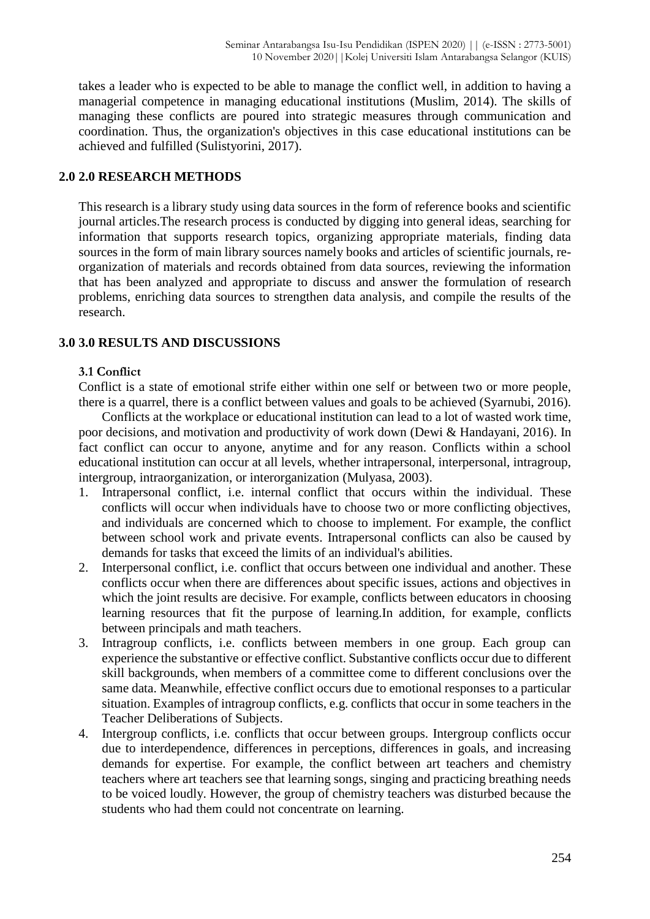takes a leader who is expected to be able to manage the conflict well, in addition to having a managerial competence in managing educational institutions (Muslim, 2014). The skills of managing these conflicts are poured into strategic measures through communication and coordination. Thus, the organization's objectives in this case educational institutions can be achieved and fulfilled (Sulistyorini, 2017).

## 2.0 2.0 RESEARCH METHODS

This research is a library study using data sources in the form of reference books and scientific journal articles.The research process is conducted by digging into general ideas, searching for information that supports research topics, organizing appropriate materials, finding data sources in the form of main library sources namely books and articles of scientific journals, re-organization of materials and records obtained from data sources, reviewing the information that has been analyzed and appropriate to discuss and answer the formulation of research problems, enriching data sources to strengthen data analysis, and compile the results of the research.

## 3.0 3.0 RESULTS AND DISCUSSIONS

### 3.1 Conflict

Conflict is a state of emotional strife either within one self or between two or more people, there is a quarrel, there is a conflict between values and goals to be achieved (Syarnubi, 2016).

Conflicts at the workplace or educational institution can lead to a lot of wasted work time, poor decisions, and motivation and productivity of work down (Dewi & Handayani, 2016). In fact conflict can occur to anyone, anytime and for any reason. Conflicts within a school educational institution can occur at all levels, whether intrapersonal, interpersonal, intragroup, intergroup, intraorganization, or interorganization (Mulyasa, 2003).

1. Intrapersonal conflict, i.e. internal conflict that occurs within the individual. These conflicts will occur when individuals have to choose two or more conflicting objectives, and individuals are concerned which to choose to implement. For example, the conflict between school work and private events. Intrapersonal conflicts can also be caused by demands for tasks that exceed the limits of an individual's abilities.
2. Interpersonal conflict, i.e. conflict that occurs between one individual and another. These conflicts occur when there are differences about specific issues, actions and objectives in which the joint results are decisive. For example, conflicts between educators in choosing learning resources that fit the purpose of learning.In addition, for example, conflicts between principals and math teachers.
3. Intragroup conflicts, i.e. conflicts between members in one group. Each group can experience the substantive or effective conflict. Substantive conflicts occur due to different skill backgrounds, when members of a committee come to different conclusions over the same data. Meanwhile, effective conflict occurs due to emotional responses to a particular situation. Examples of intragroup conflicts, e.g. conflicts that occur in some teachers in the Teacher Deliberations of Subjects.
4. Intergroup conflicts, i.e. conflicts that occur between groups. Intergroup conflicts occur due to interdependence, differences in perceptions, differences in goals, and increasing demands for expertise. For example, the conflict between art teachers and chemistry teachers where art teachers see that learning songs, singing and practicing breathing needs to be voiced loudly. However, the group of chemistry teachers was disturbed because the students who had them could not concentrate on learning.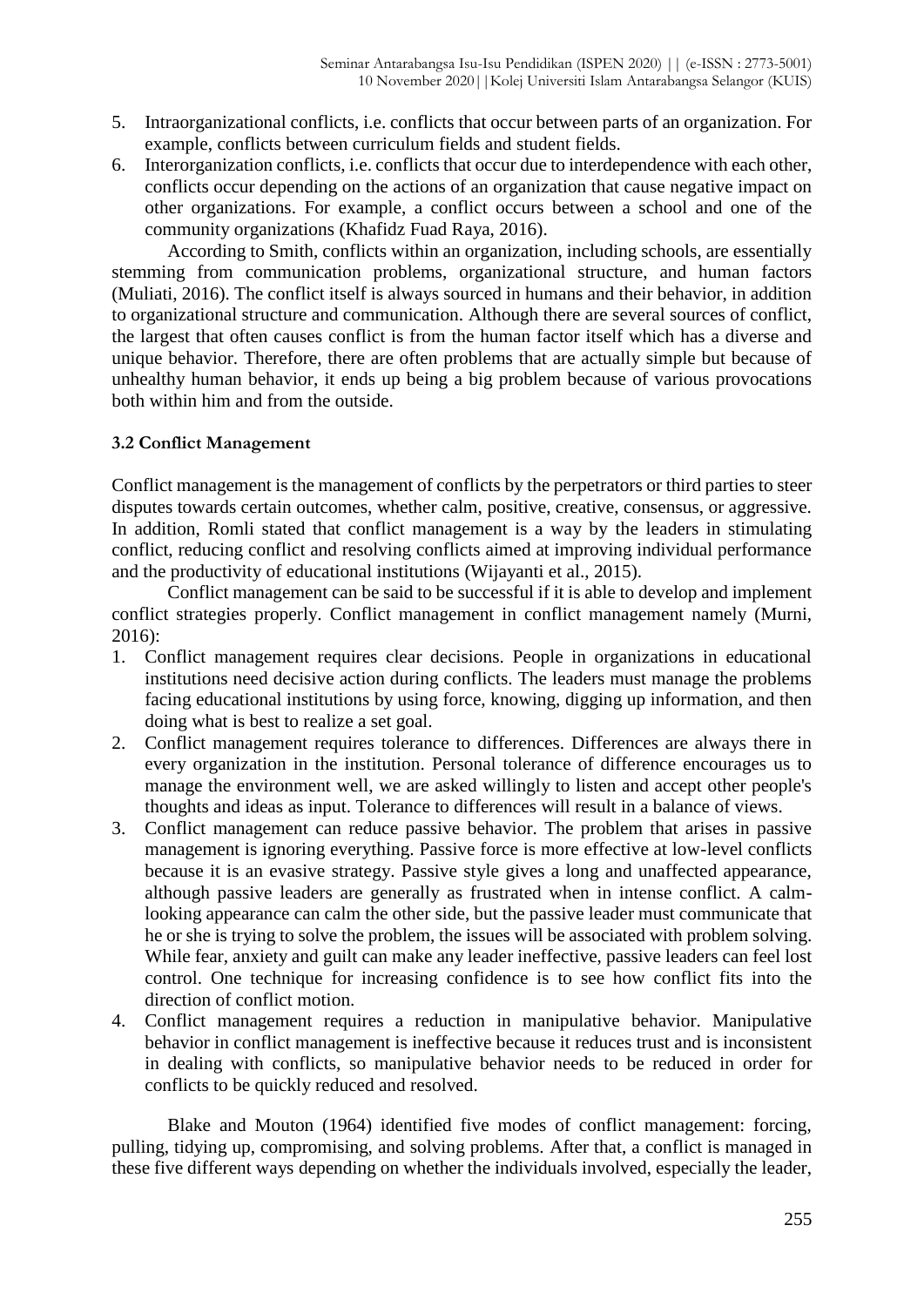5. Intraorganizational conflicts, i.e. conflicts that occur between parts of an organization. For example, conflicts between curriculum fields and student fields.
6. Interorganization conflicts, i.e. conflicts that occur due to interdependence with each other, conflicts occur depending on the actions of an organization that cause negative impact on other organizations. For example, a conflict occurs between a school and one of the community organizations (Khafidz Fuad Raya, 2016).

According to Smith, conflicts within an organization, including schools, are essentially stemming from communication problems, organizational structure, and human factors (Muliati, 2016). The conflict itself is always sourced in humans and their behavior, in addition to organizational structure and communication. Although there are several sources of conflict, the largest that often causes conflict is from the human factor itself which has a diverse and unique behavior. Therefore, there are often problems that are actually simple but because of unhealthy human behavior, it ends up being a big problem because of various provocations both within him and from the outside.

### 3.2 Conflict Management

Conflict management is the management of conflicts by the perpetrators or third parties to steer disputes towards certain outcomes, whether calm, positive, creative, consensus, or aggressive. In addition, Romli stated that conflict management is a way by the leaders in stimulating conflict, reducing conflict and resolving conflicts aimed at improving individual performance and the productivity of educational institutions (Wijayanti et al., 2015).

Conflict management can be said to be successful if it is able to develop and implement conflict strategies properly. Conflict management in conflict management namely (Murni, 2016):

1. Conflict management requires clear decisions. People in organizations in educational institutions need decisive action during conflicts. The leaders must manage the problems facing educational institutions by using force, knowing, digging up information, and then doing what is best to realize a set goal.
2. Conflict management requires tolerance to differences. Differences are always there in every organization in the institution. Personal tolerance of difference encourages us to manage the environment well, we are asked willingly to listen and accept other people's thoughts and ideas as input. Tolerance to differences will result in a balance of views.
3. Conflict management can reduce passive behavior. The problem that arises in passive management is ignoring everything. Passive force is more effective at low-level conflicts because it is an evasive strategy. Passive style gives a long and unaffected appearance, although passive leaders are generally as frustrated when in intense conflict. A calm-looking appearance can calm the other side, but the passive leader must communicate that he or she is trying to solve the problem, the issues will be associated with problem solving. While fear, anxiety and guilt can make any leader ineffective, passive leaders can feel lost control. One technique for increasing confidence is to see how conflict fits into the direction of conflict motion.
4. Conflict management requires a reduction in manipulative behavior. Manipulative behavior in conflict management is ineffective because it reduces trust and is inconsistent in dealing with conflicts, so manipulative behavior needs to be reduced in order for conflicts to be quickly reduced and resolved.

Blake and Mouton (1964) identified five modes of conflict management: forcing, pulling, tidying up, compromising, and solving problems. After that, a conflict is managed in these five different ways depending on whether the individuals involved, especially the leader,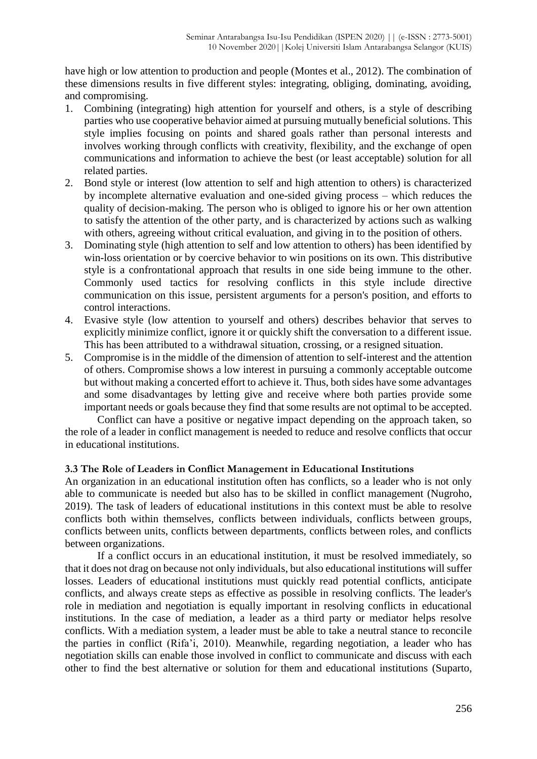have high or low attention to production and people (Montes et al., 2012). The combination of these dimensions results in five different styles: integrating, obliging, dominating, avoiding, and compromising.

1. Combining (integrating) high attention for yourself and others, is a style of describing parties who use cooperative behavior aimed at pursuing mutually beneficial solutions. This style implies focusing on points and shared goals rather than personal interests and involves working through conflicts with creativity, flexibility, and the exchange of open communications and information to achieve the best (or least acceptable) solution for all related parties.
2. Bond style or interest (low attention to self and high attention to others) is characterized by incomplete alternative evaluation and one-sided giving process – which reduces the quality of decision-making. The person who is obliged to ignore his or her own attention to satisfy the attention of the other party, and is characterized by actions such as walking with others, agreeing without critical evaluation, and giving in to the position of others.
3. Dominating style (high attention to self and low attention to others) has been identified by win-loss orientation or by coercive behavior to win positions on its own. This distributive style is a confrontational approach that results in one side being immune to the other. Commonly used tactics for resolving conflicts in this style include directive communication on this issue, persistent arguments for a person's position, and efforts to control interactions.
4. Evasive style (low attention to yourself and others) describes behavior that serves to explicitly minimize conflict, ignore it or quickly shift the conversation to a different issue. This has been attributed to a withdrawal situation, crossing, or a resigned situation.
5. Compromise is in the middle of the dimension of attention to self-interest and the attention of others. Compromise shows a low interest in pursuing a commonly acceptable outcome but without making a concerted effort to achieve it. Thus, both sides have some advantages and some disadvantages by letting give and receive where both parties provide some important needs or goals because they find that some results are not optimal to be accepted.

Conflict can have a positive or negative impact depending on the approach taken, so the role of a leader in conflict management is needed to reduce and resolve conflicts that occur in educational institutions.

### 3.3 The Role of Leaders in Conflict Management in Educational Institutions

An organization in an educational institution often has conflicts, so a leader who is not only able to communicate is needed but also has to be skilled in conflict management (Nugroho, 2019). The task of leaders of educational institutions in this context must be able to resolve conflicts both within themselves, conflicts between individuals, conflicts between groups, conflicts between units, conflicts between departments, conflicts between roles, and conflicts between organizations.

If a conflict occurs in an educational institution, it must be resolved immediately, so that it does not drag on because not only individuals, but also educational institutions will suffer losses. Leaders of educational institutions must quickly read potential conflicts, anticipate conflicts, and always create steps as effective as possible in resolving conflicts. The leader's role in mediation and negotiation is equally important in resolving conflicts in educational institutions. In the case of mediation, a leader as a third party or mediator helps resolve conflicts. With a mediation system, a leader must be able to take a neutral stance to reconcile the parties in conflict (Rifa'i, 2010). Meanwhile, regarding negotiation, a leader who has negotiation skills can enable those involved in conflict to communicate and discuss with each other to find the best alternative or solution for them and educational institutions (Suparto,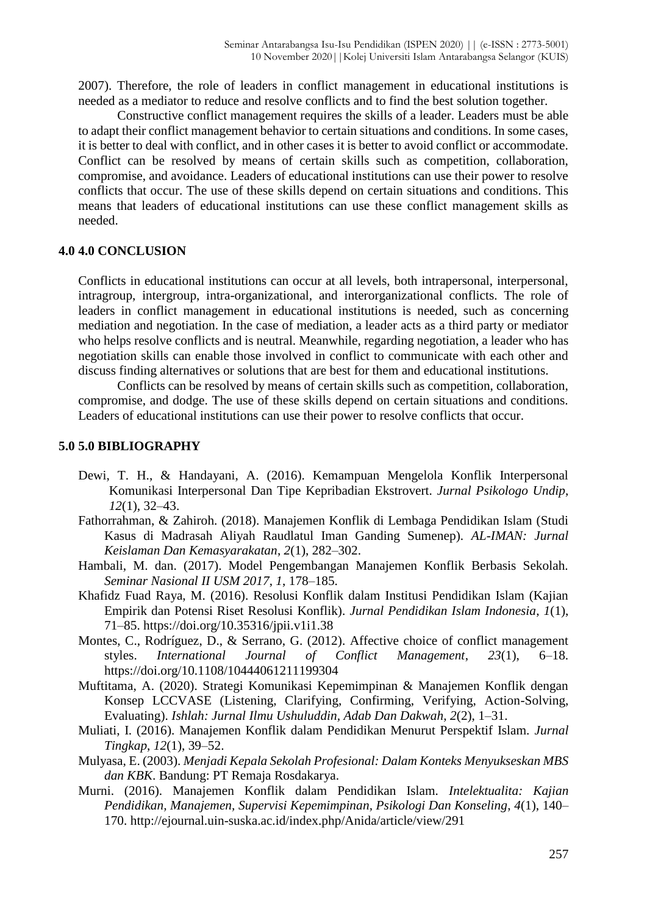2007). Therefore, the role of leaders in conflict management in educational institutions is needed as a mediator to reduce and resolve conflicts and to find the best solution together.

Constructive conflict management requires the skills of a leader. Leaders must be able to adapt their conflict management behavior to certain situations and conditions. In some cases, it is better to deal with conflict, and in other cases it is better to avoid conflict or accommodate. Conflict can be resolved by means of certain skills such as competition, collaboration, compromise, and avoidance. Leaders of educational institutions can use their power to resolve conflicts that occur. The use of these skills depend on certain situations and conditions. This means that leaders of educational institutions can use these conflict management skills as needed.

## 4.0 4.0 CONCLUSION

Conflicts in educational institutions can occur at all levels, both intrapersonal, interpersonal, intragroup, intergroup, intra-organizational, and interorganizational conflicts. The role of leaders in conflict management in educational institutions is needed, such as concerning mediation and negotiation. In the case of mediation, a leader acts as a third party or mediator who helps resolve conflicts and is neutral. Meanwhile, regarding negotiation, a leader who has negotiation skills can enable those involved in conflict to communicate with each other and discuss finding alternatives or solutions that are best for them and educational institutions.

Conflicts can be resolved by means of certain skills such as competition, collaboration, compromise, and dodge. The use of these skills depend on certain situations and conditions. Leaders of educational institutions can use their power to resolve conflicts that occur.

## 5.0 5.0 BIBLIOGRAPHY

Dewi, T. H., & Handayani, A. (2016). Kemampuan Mengelola Konflik Interpersonal Komunikasi Interpersonal Dan Tipe Kepribadian Ekstrovert. *Jurnal Psikologo Undip*, *12*(1), 32–43.

Fathorrahman, & Zahiroh. (2018). Manajemen Konflik di Lembaga Pendidikan Islam (Studi Kasus di Madrasah Aliyah Raudlatul Iman Ganding Sumenep). *AL-IMAN: Jurnal Keislaman Dan Kemasyarakatan*, *2*(1), 282–302.

Hambali, M. dan. (2017). Model Pengembangan Manajemen Konflik Berbasis Sekolah. *Seminar Nasional II USM 2017*, *1*, 178–185.

Khafidz Fuad Raya, M. (2016). Resolusi Konflik dalam Institusi Pendidikan Islam (Kajian Empirik dan Potensi Riset Resolusi Konflik). *Jurnal Pendidikan Islam Indonesia*, *1*(1), 71–85. https://doi.org/10.35316/jpii.v1i1.38

Montes, C., Rodríguez, D., & Serrano, G. (2012). Affective choice of conflict management styles. *International Journal of Conflict Management*, *23*(1), 6–18. https://doi.org/10.1108/10444061211199304

Muftitama, A. (2020). Strategi Komunikasi Kepemimpinan & Manajemen Konflik dengan Konsep LCCVASE (Listening, Clarifying, Confirming, Verifying, Action-Solving, Evaluating). *Ishlah: Jurnal Ilmu Ushuluddin, Adab Dan Dakwah*, *2*(2), 1–31.

Muliati, I. (2016). Manajemen Konflik dalam Pendidikan Menurut Perspektif Islam. *Jurnal Tingkap*, *12*(1), 39–52.

Mulyasa, E. (2003). *Menjadi Kepala Sekolah Profesional: Dalam Konteks Menyukseskan MBS dan KBK*. Bandung: PT Remaja Rosdakarya.

Murni. (2016). Manajemen Konflik dalam Pendidikan Islam. *Intelektualita: Kajian Pendidikan, Manajemen, Supervisi Kepemimpinan, Psikologi Dan Konseling*, *4*(1), 140–170. http://ejournal.uin-suska.ac.id/index.php/Anida/article/view/291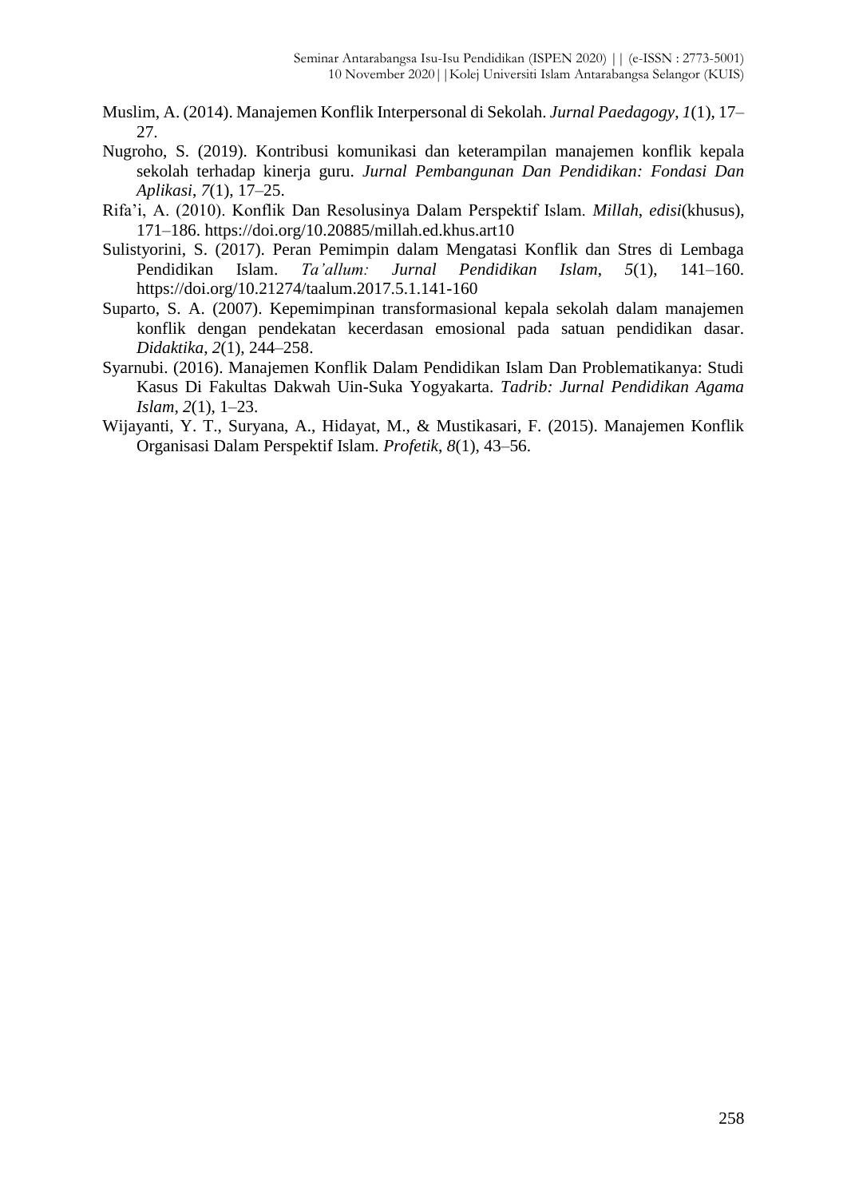Muslim, A. (2014). Manajemen Konflik Interpersonal di Sekolah. *Jurnal Paedagogy*, *1*(1), 17–27.

Nugroho, S. (2019). Kontribusi komunikasi dan keterampilan manajemen konflik kepala sekolah terhadap kinerja guru. *Jurnal Pembangunan Dan Pendidikan: Fondasi Dan Aplikasi*, *7*(1), 17–25.

Rifa'i, A. (2010). Konflik Dan Resolusinya Dalam Perspektif Islam. *Millah*, *edisi*(khusus), 171–186. https://doi.org/10.20885/millah.ed.khus.art10

Sulistyorini, S. (2017). Peran Pemimpin dalam Mengatasi Konflik dan Stres di Lembaga Pendidikan Islam. *Ta'allum: Jurnal Pendidikan Islam*, *5*(1), 141–160. https://doi.org/10.21274/taalum.2017.5.1.141-160

Suparto, S. A. (2007). Kepemimpinan transformasional kepala sekolah dalam manajemen konflik dengan pendekatan kecerdasan emosional pada satuan pendidikan dasar. *Didaktika*, *2*(1), 244–258.

Syarnubi. (2016). Manajemen Konflik Dalam Pendidikan Islam Dan Problematikanya: Studi Kasus Di Fakultas Dakwah Uin-Suka Yogyakarta. *Tadrib: Jurnal Pendidikan Agama Islam*, *2*(1), 1–23.

Wijayanti, Y. T., Suryana, A., Hidayat, M., & Mustikasari, F. (2015). Manajemen Konflik Organisasi Dalam Perspektif Islam. *Profetik*, *8*(1), 43–56.